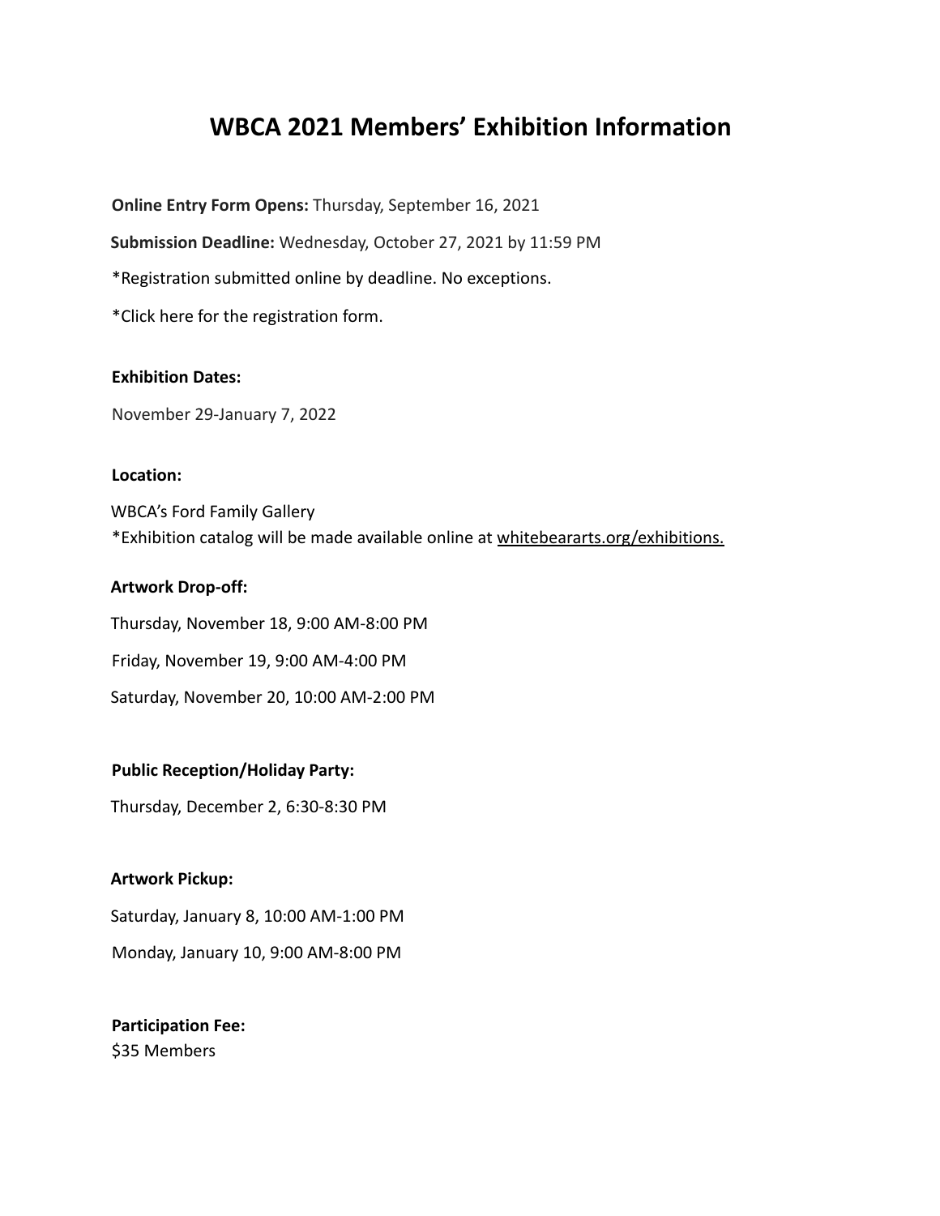# WBCA 2021 Members' Exhibition Information

**Online Entry Form Opens:** Thursday, September 16, 2021

**Submission Deadline:** Wednesday, October 27, 2021 by 11:59 PM

*Registration submitted online by deadline. No exceptions.

*Click here for the registration form.

**Exhibition Dates:**

November 29-January 7, 2022

**Location:**

WBCA's Ford Family Gallery
*Exhibition catalog will be made available online at whitebeararts.org/exhibitions.

**Artwork Drop-off:**

Thursday, November 18, 9:00 AM-8:00 PM

Friday, November 19, 9:00 AM-4:00 PM

Saturday, November 20, 10:00 AM-2:00 PM

**Public Reception/Holiday Party:**

Thursday, December 2, 6:30-8:30 PM

**Artwork Pickup:**

Saturday, January 8, 10:00 AM-1:00 PM

Monday, January 10, 9:00 AM-8:00 PM

**Participation Fee:**
$35 Members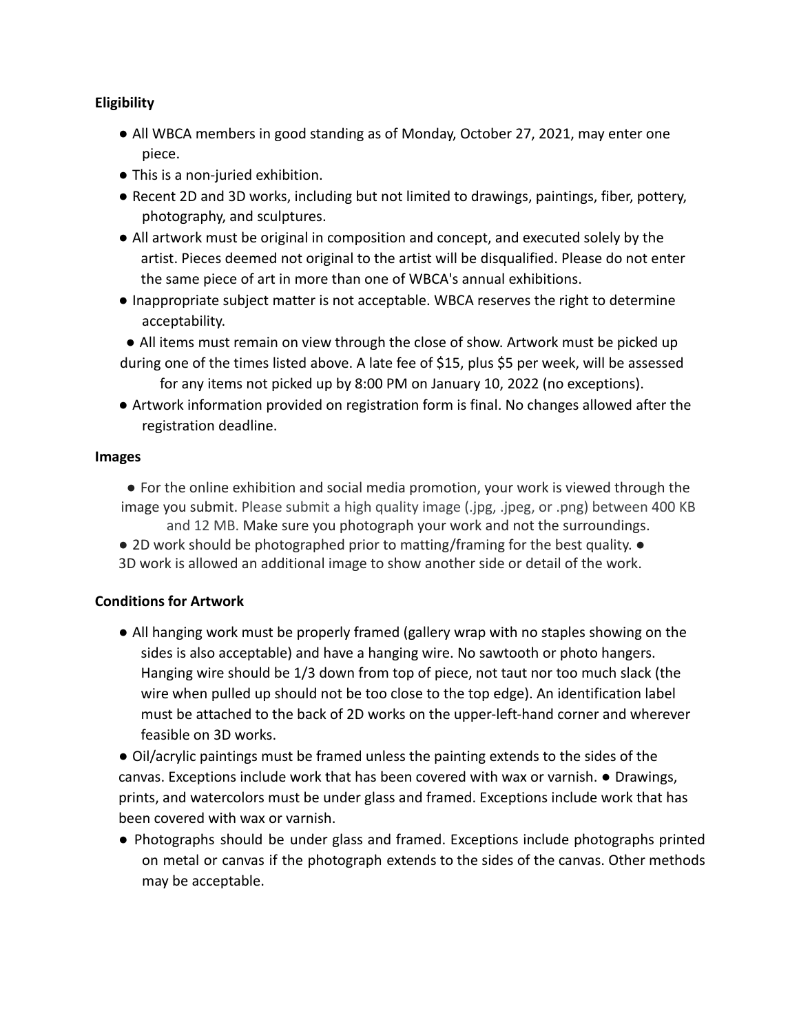**Eligibility**

- All WBCA members in good standing as of Monday, October 27, 2021, may enter one piece.
- This is a non-juried exhibition.
- Recent 2D and 3D works, including but not limited to drawings, paintings, fiber, pottery, photography, and sculptures.
- All artwork must be original in composition and concept, and executed solely by the artist. Pieces deemed not original to the artist will be disqualified. Please do not enter the same piece of art in more than one of WBCA's annual exhibitions.
- Inappropriate subject matter is not acceptable. WBCA reserves the right to determine acceptability.
- All items must remain on view through the close of show. Artwork must be picked up during one of the times listed above. A late fee of $15, plus $5 per week, will be assessed for any items not picked up by 8:00 PM on January 10, 2022 (no exceptions).
- Artwork information provided on registration form is final. No changes allowed after the registration deadline.

**Images**

- For the online exhibition and social media promotion, your work is viewed through the image you submit. Please submit a high quality image (.jpg, .jpeg, or .png) between 400 KB and 12 MB. Make sure you photograph your work and not the surroundings.
- 2D work should be photographed prior to matting/framing for the best quality.
- 3D work is allowed an additional image to show another side or detail of the work.

**Conditions for Artwork**

- All hanging work must be properly framed (gallery wrap with no staples showing on the sides is also acceptable) and have a hanging wire. No sawtooth or photo hangers. Hanging wire should be 1/3 down from top of piece, not taut nor too much slack (the wire when pulled up should not be too close to the top edge). An identification label must be attached to the back of 2D works on the upper-left-hand corner and wherever feasible on 3D works.
- Oil/acrylic paintings must be framed unless the painting extends to the sides of the canvas. Exceptions include work that has been covered with wax or varnish.
- Drawings, prints, and watercolors must be under glass and framed. Exceptions include work that has been covered with wax or varnish.
- Photographs should be under glass and framed. Exceptions include photographs printed on metal or canvas if the photograph extends to the sides of the canvas. Other methods may be acceptable.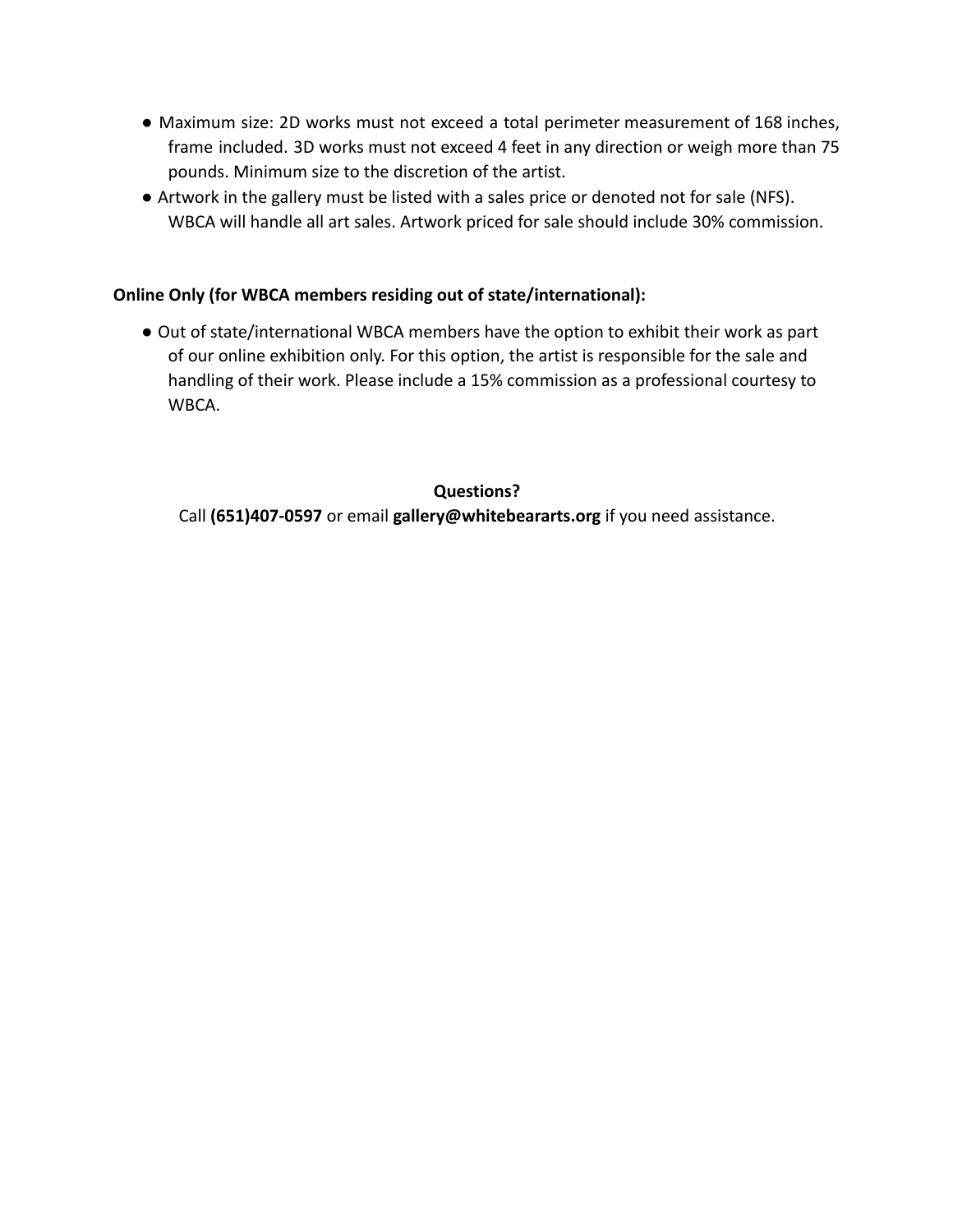- Maximum size: 2D works must not exceed a total perimeter measurement of 168 inches, frame included. 3D works must not exceed 4 feet in any direction or weigh more than 75 pounds. Minimum size to the discretion of the artist.
- Artwork in the gallery must be listed with a sales price or denoted not for sale (NFS). WBCA will handle all art sales. Artwork priced for sale should include 30% commission.

**Online Only (for WBCA members residing out of state/international):**

- Out of state/international WBCA members have the option to exhibit their work as part of our online exhibition only. For this option, the artist is responsible for the sale and handling of their work. Please include a 15% commission as a professional courtesy to WBCA.

**Questions?**

Call **(651)407-0597** or email **gallery@whitebeararts.org** if you need assistance.